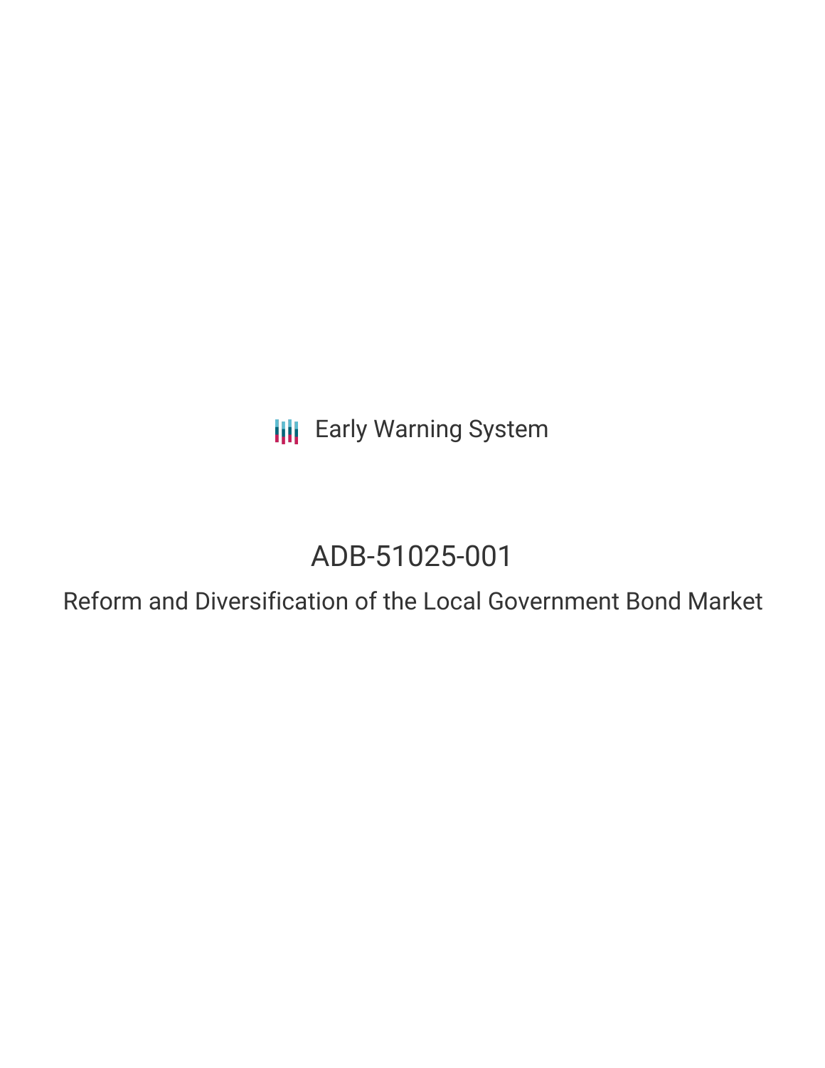Early Warning System

# ADB-51025-001

## Reform and Diversification of the Local Government Bond Market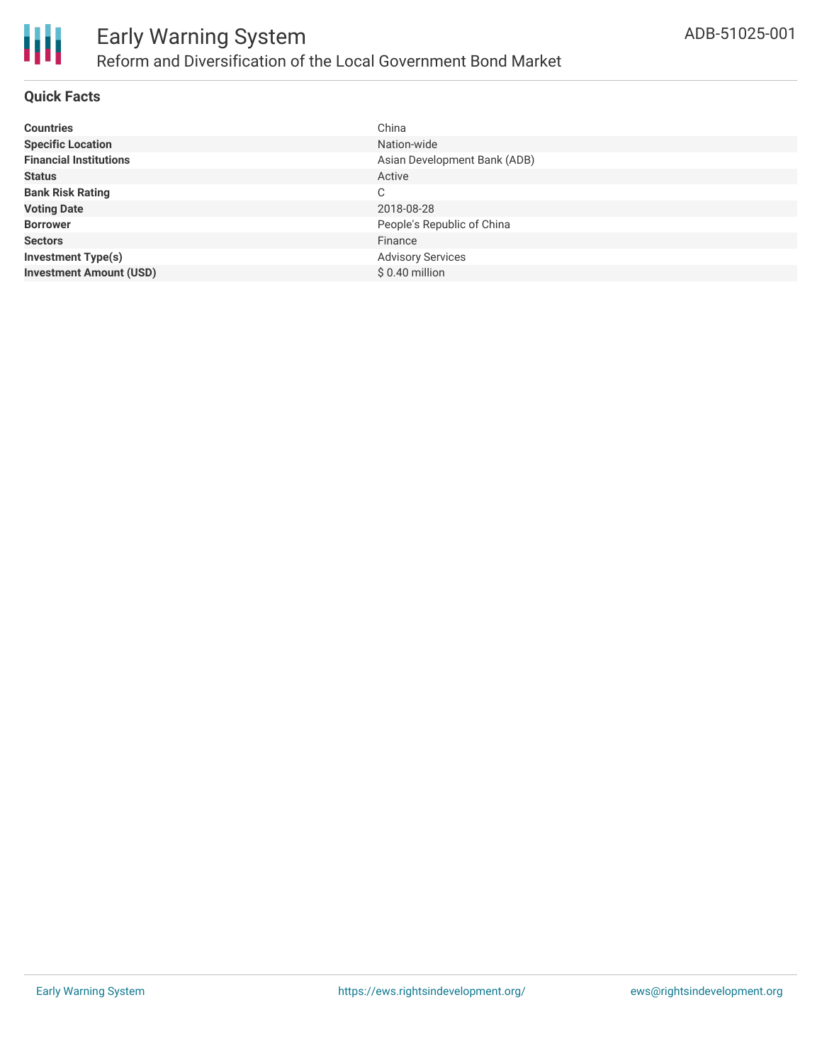# Early Warning System

## Reform and Diversification of the Local Government Bond Market

ADB-51025-001

### Quick Facts

| | |
|---|---|
| **Countries** | China |
| **Specific Location** | Nation-wide |
| **Financial Institutions** | Asian Development Bank (ADB) |
| **Status** | Active |
| **Bank Risk Rating** | C |
| **Voting Date** | 2018-08-28 |
| **Borrower** | People's Republic of China |
| **Sectors** | Finance |
| **Investment Type(s)** | Advisory Services |
| **Investment Amount (USD)** | $ 0.40 million |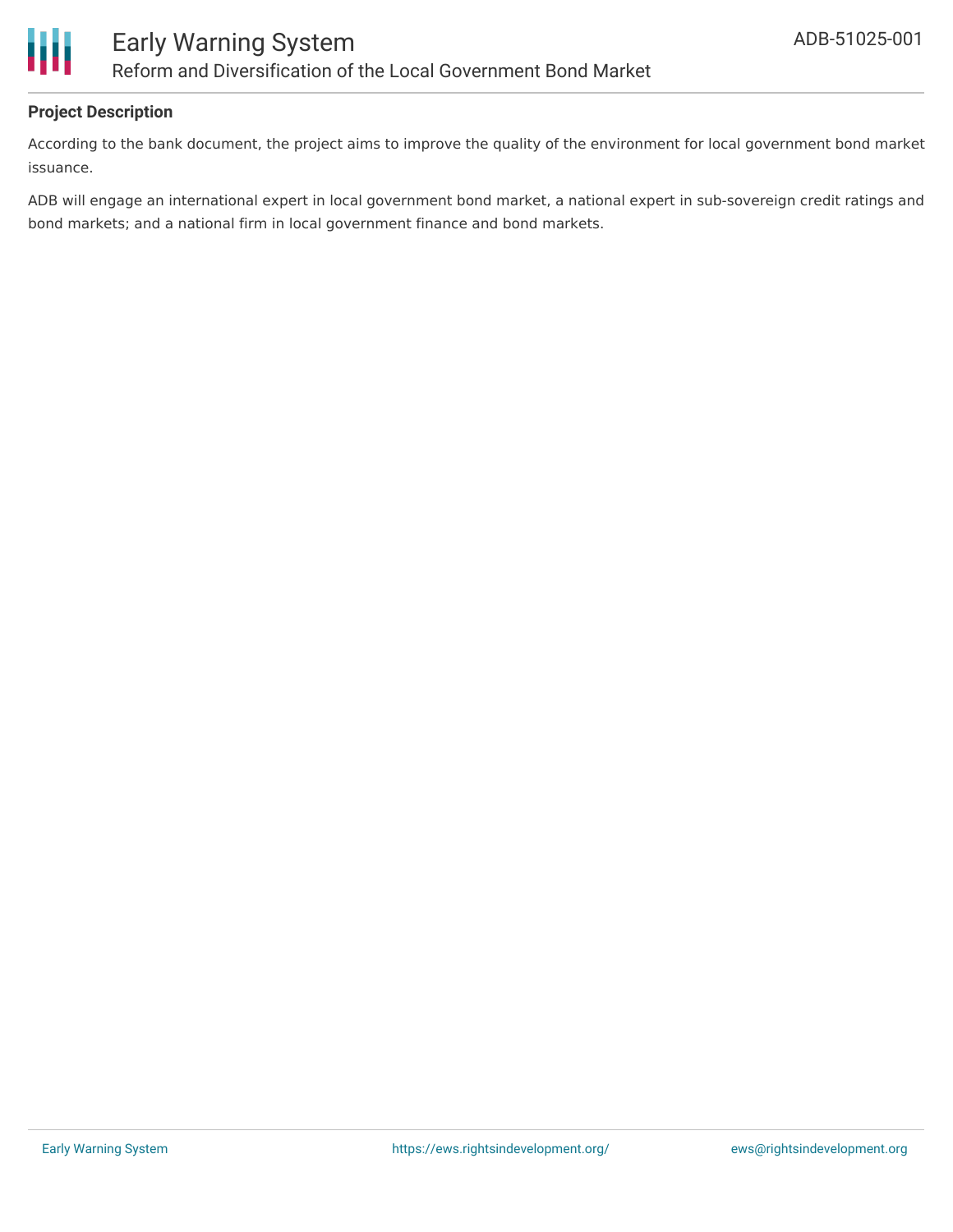## Project Description

According to the bank document, the project aims to improve the quality of the environment for local government bond market issuance.

ADB will engage an international expert in local government bond market, a national expert in sub-sovereign credit ratings and bond markets; and a national firm in local government finance and bond markets.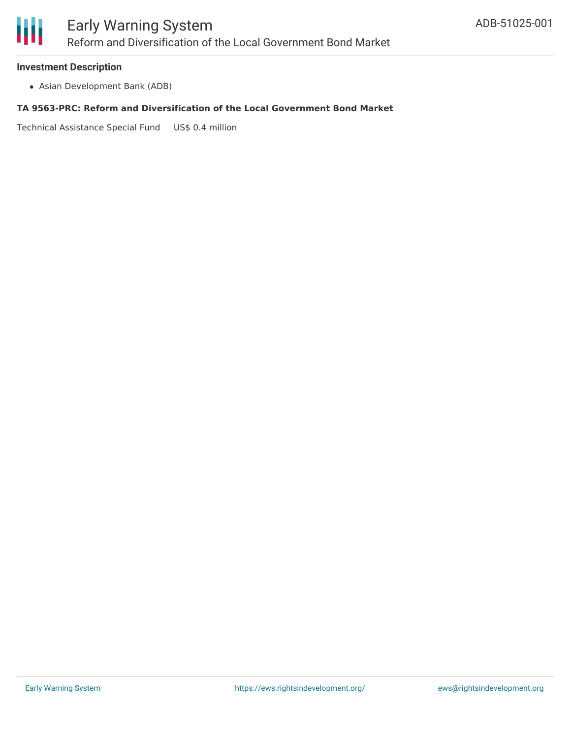### Investment Description

- Asian Development Bank (ADB)

**TA 9563-PRC: Reform and Diversification of the Local Government Bond Market**

Technical Assistance Special Fund US$ 0.4 million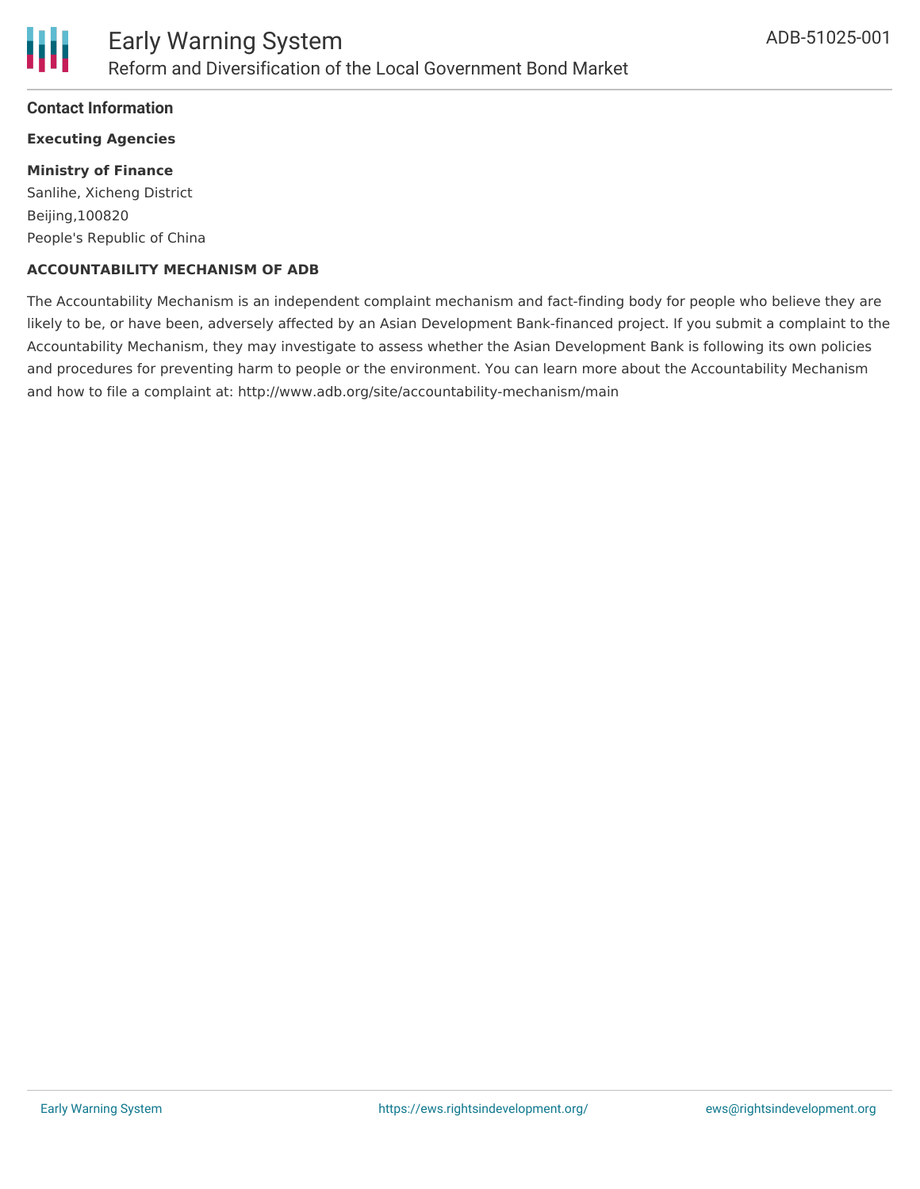## Contact Information

**Executing Agencies**

**Ministry of Finance**
Sanlihe, Xicheng District
Beijing,100820
People's Republic of China

**ACCOUNTABILITY MECHANISM OF ADB**

The Accountability Mechanism is an independent complaint mechanism and fact-finding body for people who believe they are likely to be, or have been, adversely affected by an Asian Development Bank-financed project. If you submit a complaint to the Accountability Mechanism, they may investigate to assess whether the Asian Development Bank is following its own policies and procedures for preventing harm to people or the environment. You can learn more about the Accountability Mechanism and how to file a complaint at: http://www.adb.org/site/accountability-mechanism/main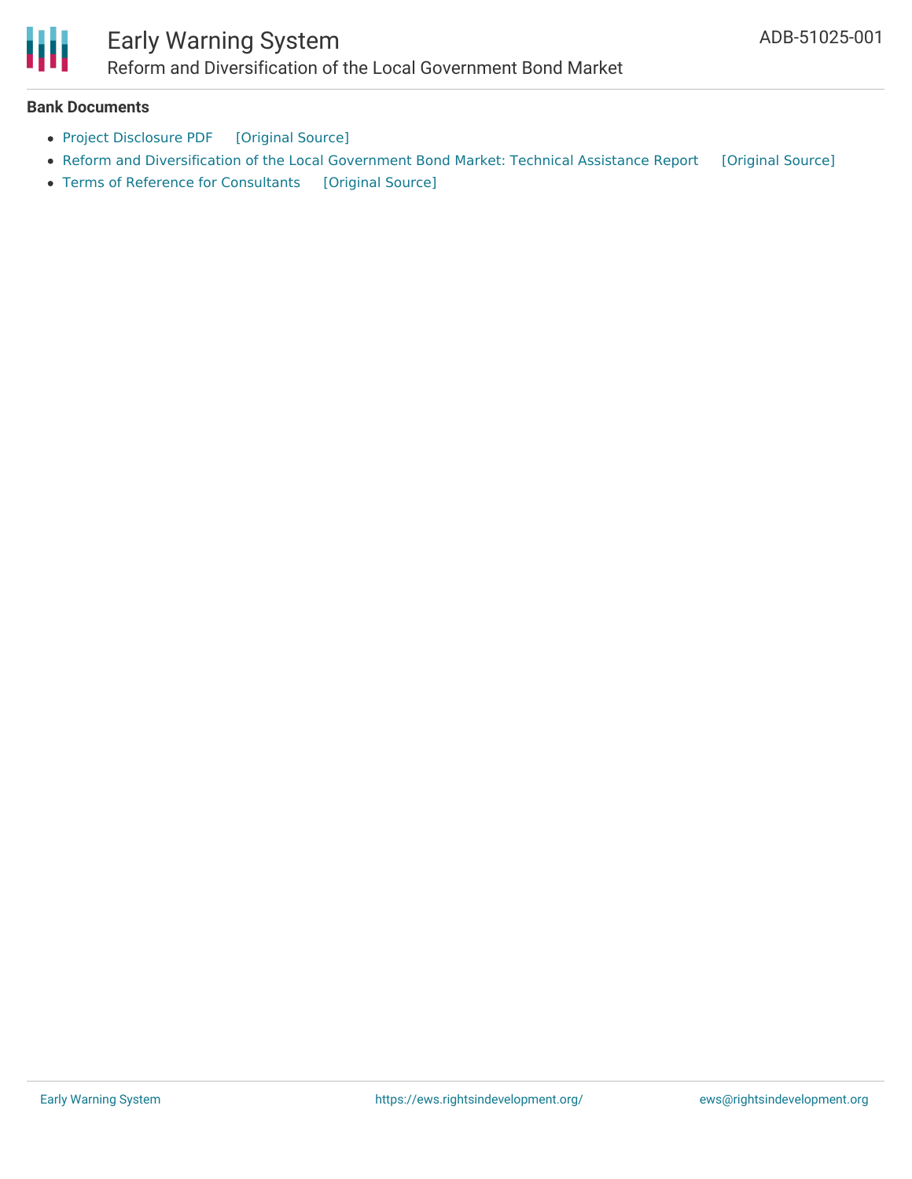**Bank Documents**

- Project Disclosure PDF [Original Source]
- Reform and Diversification of the Local Government Bond Market: Technical Assistance Report [Original Source]
- Terms of Reference for Consultants [Original Source]